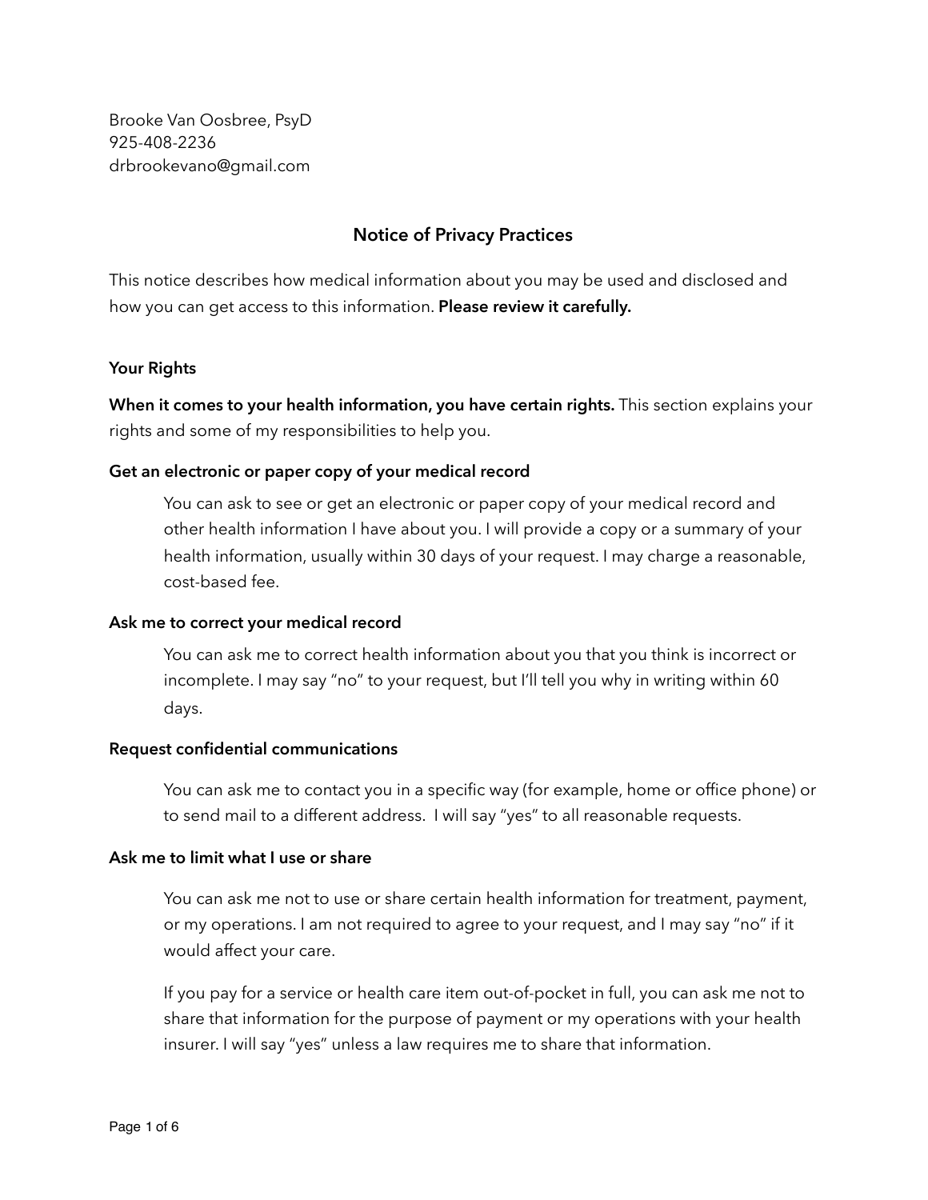Brooke Van Oosbree, PsyD
925-408-2236
drbrookevano@gmail.com

# Notice of Privacy Practices

This notice describes how medical information about you may be used and disclosed and how you can get access to this information. **Please review it carefully.**

## Your Rights

**When it comes to your health information, you have certain rights.** This section explains your rights and some of my responsibilities to help you.

### Get an electronic or paper copy of your medical record

You can ask to see or get an electronic or paper copy of your medical record and other health information I have about you. I will provide a copy or a summary of your health information, usually within 30 days of your request. I may charge a reasonable, cost-based fee.

### Ask me to correct your medical record

You can ask me to correct health information about you that you think is incorrect or incomplete. I may say "no" to your request, but I'll tell you why in writing within 60 days.

### Request confidential communications

You can ask me to contact you in a specific way (for example, home or office phone) or to send mail to a different address. I will say "yes" to all reasonable requests.

### Ask me to limit what I use or share

You can ask me not to use or share certain health information for treatment, payment, or my operations. I am not required to agree to your request, and I may say "no" if it would affect your care.

If you pay for a service or health care item out-of-pocket in full, you can ask me not to share that information for the purpose of payment or my operations with your health insurer. I will say "yes" unless a law requires me to share that information.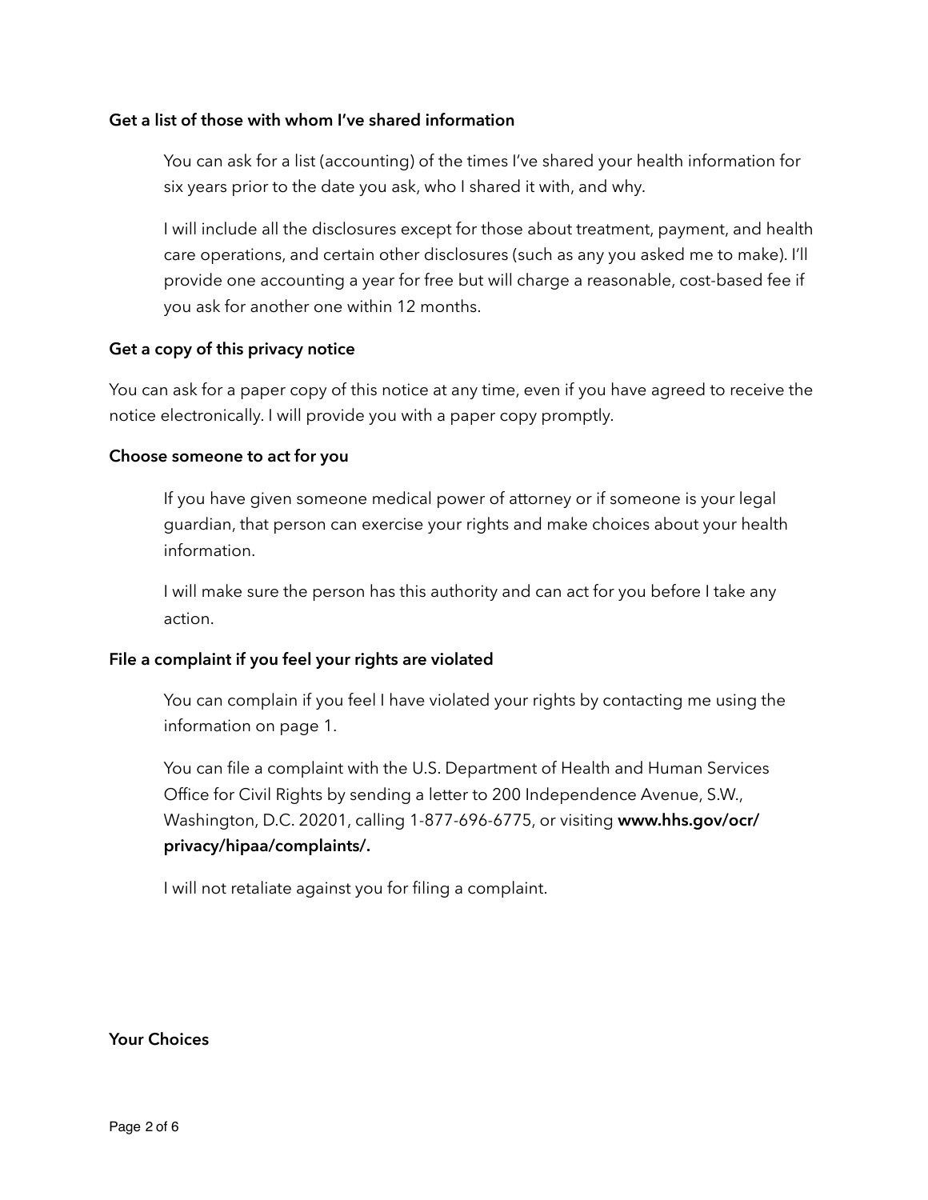**Get a list of those with whom I've shared information**

You can ask for a list (accounting) of the times I've shared your health information for six years prior to the date you ask, who I shared it with, and why.

I will include all the disclosures except for those about treatment, payment, and health care operations, and certain other disclosures (such as any you asked me to make). I'll provide one accounting a year for free but will charge a reasonable, cost-based fee if you ask for another one within 12 months.

**Get a copy of this privacy notice**

You can ask for a paper copy of this notice at any time, even if you have agreed to receive the notice electronically. I will provide you with a paper copy promptly.

**Choose someone to act for you**

If you have given someone medical power of attorney or if someone is your legal guardian, that person can exercise your rights and make choices about your health information.

I will make sure the person has this authority and can act for you before I take any action.

**File a complaint if you feel your rights are violated**

You can complain if you feel I have violated your rights by contacting me using the information on page 1.

You can file a complaint with the U.S. Department of Health and Human Services Office for Civil Rights by sending a letter to 200 Independence Avenue, S.W., Washington, D.C. 20201, calling 1-877-696-6775, or visiting **www.hhs.gov/ocr/privacy/hipaa/complaints/.**

I will not retaliate against you for filing a complaint.

**Your Choices**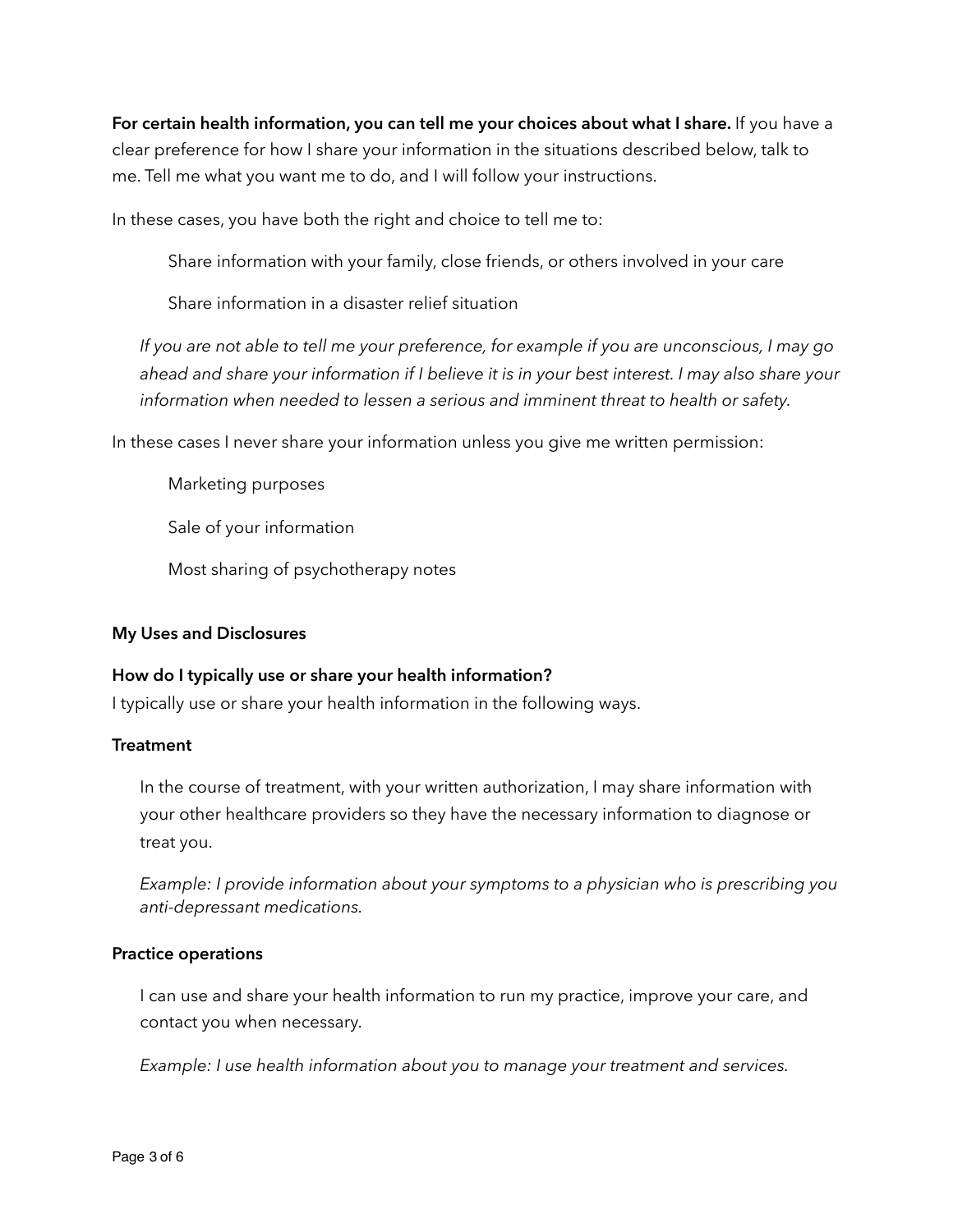**For certain health information, you can tell me your choices about what I share.** If you have a clear preference for how I share your information in the situations described below, talk to me. Tell me what you want me to do, and I will follow your instructions.

In these cases, you have both the right and choice to tell me to:

- Share information with your family, close friends, or others involved in your care
- Share information in a disaster relief situation

*If you are not able to tell me your preference, for example if you are unconscious, I may go ahead and share your information if I believe it is in your best interest. I may also share your information when needed to lessen a serious and imminent threat to health or safety.*

In these cases I never share your information unless you give me written permission:

- Marketing purposes
- Sale of your information
- Most sharing of psychotherapy notes

**My Uses and Disclosures**

**How do I typically use or share your health information?**

I typically use or share your health information in the following ways.

**Treatment**

In the course of treatment, with your written authorization, I may share information with your other healthcare providers so they have the necessary information to diagnose or treat you.

*Example: I provide information about your symptoms to a physician who is prescribing you anti-depressant medications.*

**Practice operations**

I can use and share your health information to run my practice, improve your care, and contact you when necessary.

*Example: I use health information about you to manage your treatment and services.*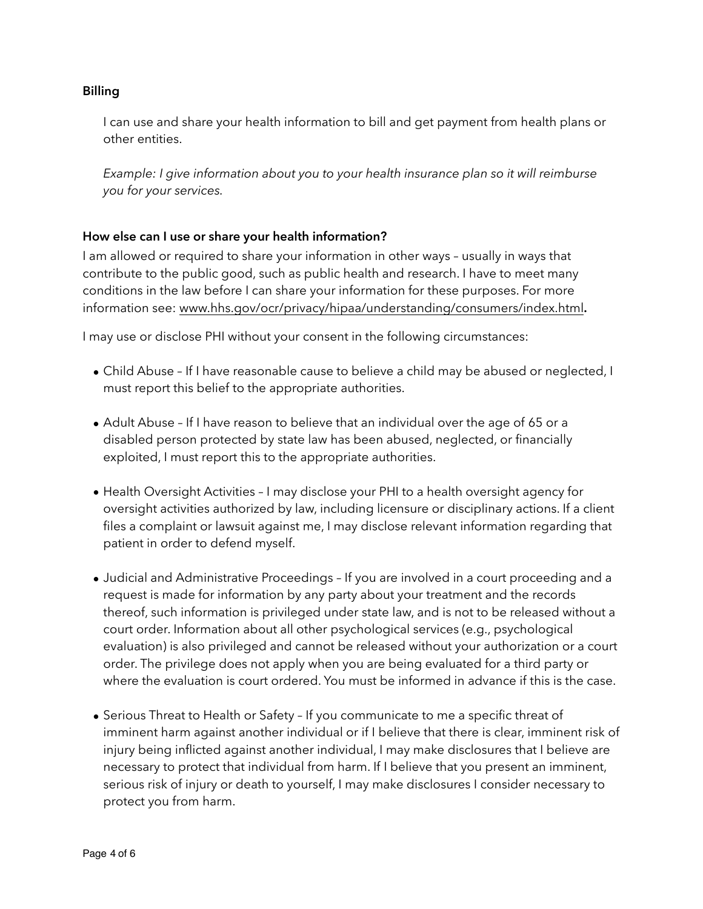**Billing**

I can use and share your health information to bill and get payment from health plans or other entities.

*Example: I give information about you to your health insurance plan so it will reimburse you for your services.*

**How else can I use or share your health information?**

I am allowed or required to share your information in other ways – usually in ways that contribute to the public good, such as public health and research. I have to meet many conditions in the law before I can share your information for these purposes. For more information see: www.hhs.gov/ocr/privacy/hipaa/understanding/consumers/index.html**.**

I may use or disclose PHI without your consent in the following circumstances:

- Child Abuse – If I have reasonable cause to believe a child may be abused or neglected, I must report this belief to the appropriate authorities.
- Adult Abuse – If I have reason to believe that an individual over the age of 65 or a disabled person protected by state law has been abused, neglected, or financially exploited, I must report this to the appropriate authorities.
- Health Oversight Activities – I may disclose your PHI to a health oversight agency for oversight activities authorized by law, including licensure or disciplinary actions. If a client files a complaint or lawsuit against me, I may disclose relevant information regarding that patient in order to defend myself.
- Judicial and Administrative Proceedings – If you are involved in a court proceeding and a request is made for information by any party about your treatment and the records thereof, such information is privileged under state law, and is not to be released without a court order. Information about all other psychological services (e.g., psychological evaluation) is also privileged and cannot be released without your authorization or a court order. The privilege does not apply when you are being evaluated for a third party or where the evaluation is court ordered. You must be informed in advance if this is the case.
- Serious Threat to Health or Safety – If you communicate to me a specific threat of imminent harm against another individual or if I believe that there is clear, imminent risk of injury being inflicted against another individual, I may make disclosures that I believe are necessary to protect that individual from harm. If I believe that you present an imminent, serious risk of injury or death to yourself, I may make disclosures I consider necessary to protect you from harm.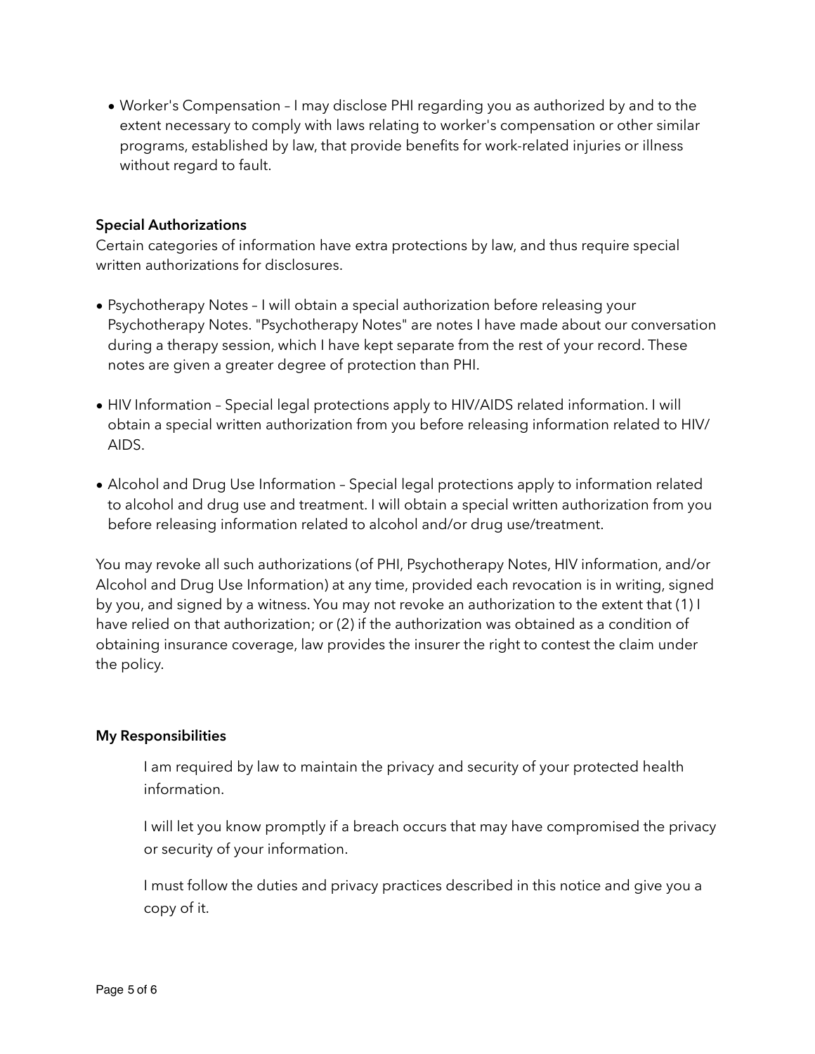- Worker's Compensation – I may disclose PHI regarding you as authorized by and to the extent necessary to comply with laws relating to worker's compensation or other similar programs, established by law, that provide benefits for work-related injuries or illness without regard to fault.

**Special Authorizations**

Certain categories of information have extra protections by law, and thus require special written authorizations for disclosures.

- Psychotherapy Notes – I will obtain a special authorization before releasing your Psychotherapy Notes. "Psychotherapy Notes" are notes I have made about our conversation during a therapy session, which I have kept separate from the rest of your record. These notes are given a greater degree of protection than PHI.

- HIV Information – Special legal protections apply to HIV/AIDS related information. I will obtain a special written authorization from you before releasing information related to HIV/AIDS.

- Alcohol and Drug Use Information – Special legal protections apply to information related to alcohol and drug use and treatment. I will obtain a special written authorization from you before releasing information related to alcohol and/or drug use/treatment.

You may revoke all such authorizations (of PHI, Psychotherapy Notes, HIV information, and/or Alcohol and Drug Use Information) at any time, provided each revocation is in writing, signed by you, and signed by a witness. You may not revoke an authorization to the extent that (1) I have relied on that authorization; or (2) if the authorization was obtained as a condition of obtaining insurance coverage, law provides the insurer the right to contest the claim under the policy.

**My Responsibilities**

I am required by law to maintain the privacy and security of your protected health information.

I will let you know promptly if a breach occurs that may have compromised the privacy or security of your information.

I must follow the duties and privacy practices described in this notice and give you a copy of it.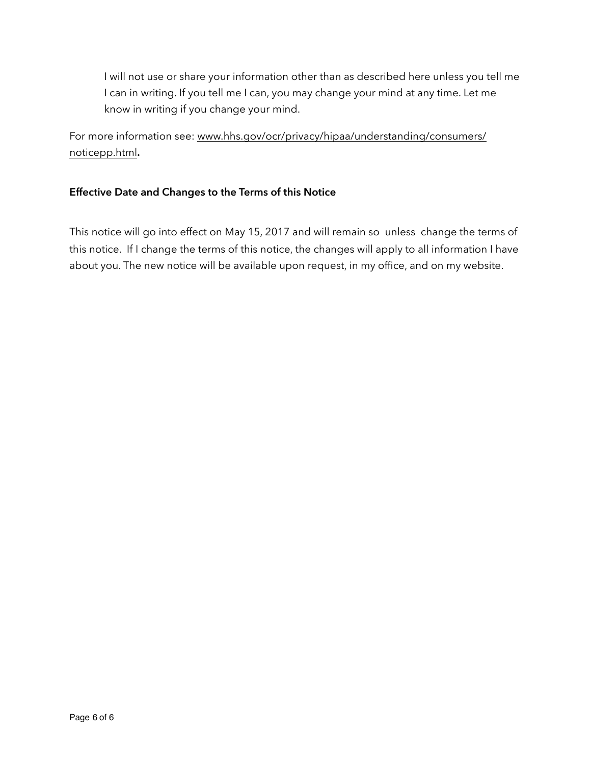I will not use or share your information other than as described here unless you tell me I can in writing. If you tell me I can, you may change your mind at any time. Let me know in writing if you change your mind.

For more information see: www.hhs.gov/ocr/privacy/hipaa/understanding/consumers/noticepp.html**.**

**Effective Date and Changes to the Terms of this Notice**

This notice will go into effect on May 15, 2017 and will remain so unless change the terms of this notice. If I change the terms of this notice, the changes will apply to all information I have about you. The new notice will be available upon request, in my office, and on my website.